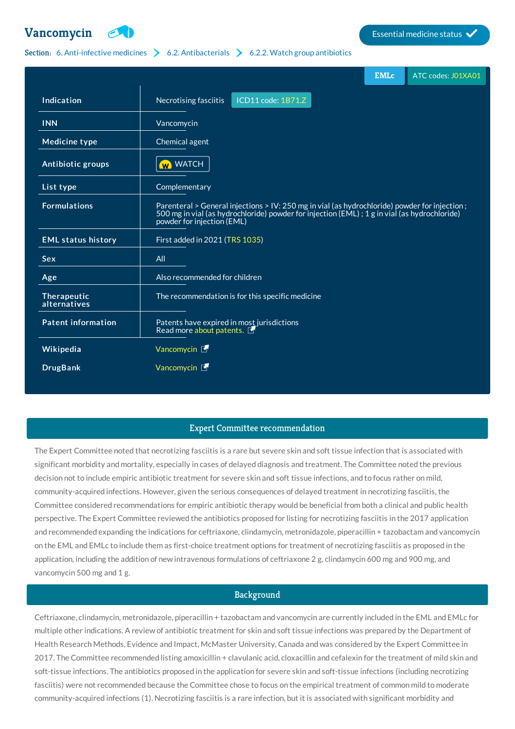# Vancomycin

Essential medicine status ✓

Section: 6. Anti-infective medicines > 6.2. Antibacterials > 6.2.2. Watch group antibiotics

EMLc | ATC codes: J01XA01

| | |
|---|---|
| **Indication** | Necrotising fasciitis ICD11 code: 1B71.Z |
| **INN** | Vancomycin |
| **Medicine type** | Chemical agent |
| **Antibiotic groups** | WATCH |
| **List type** | Complementary |
| **Formulations** | Parenteral > General injections > IV: 250 mg in vial (as hydrochloride) powder for injection ; 500 mg in vial (as hydrochloride) powder for injection (EML) ; 1 g in vial (as hydrochloride) powder for injection (EML) |
| **EML status history** | First added in 2021 (TRS 1035) |
| **Sex** | All |
| **Age** | Also recommended for children |
| **Therapeutic alternatives** | The recommendation is for this specific medicine |
| **Patent information** | Patents have expired in most jurisdictions<br>Read more about patents. |
| **Wikipedia** | Vancomycin |
| **DrugBank** | Vancomycin |

## Expert Committee recommendation

The Expert Committee noted that necrotizing fasciitis is a rare but severe skin and soft tissue infection that is associated with significant morbidity and mortality, especially in cases of delayed diagnosis and treatment. The Committee noted the previous decision not to include empiric antibiotic treatment for severe skin and soft tissue infections, and to focus rather on mild, community-acquired infections. However, given the serious consequences of delayed treatment in necrotizing fasciitis, the Committee considered recommendations for empiric antibiotic therapy would be beneficial from both a clinical and public health perspective. The Expert Committee reviewed the antibiotics proposed for listing for necrotizing fasciitis in the 2017 application and recommended expanding the indications for ceftriaxone, clindamycin, metronidazole, piperacillin + tazobactam and vancomycin on the EML and EMLc to include them as first-choice treatment options for treatment of necrotizing fasciitis as proposed in the application, including the addition of new intravenous formulations of ceftriaxone 2 g, clindamycin 600 mg and 900 mg, and vancomycin 500 mg and 1 g.

## Background

Ceftriaxone, clindamycin, metronidazole, piperacillin + tazobactam and vancomycin are currently included in the EML and EMLc for multiple other indications. A review of antibiotic treatment for skin and soft tissue infections was prepared by the Department of Health Research Methods, Evidence and Impact, McMaster University, Canada and was considered by the Expert Committee in 2017. The Committee recommended listing amoxicillin + clavulanic acid, cloxacillin and cefalexin for the treatment of mild skin and soft-tissue infections. The antibiotics proposed in the application for severe skin and soft-tissue infections (including necrotizing fasciitis) were not recommended because the Committee chose to focus on the empirical treatment of common mild to moderate community-acquired infections (1). Necrotizing fasciitis is a rare infection, but it is associated with significant morbidity and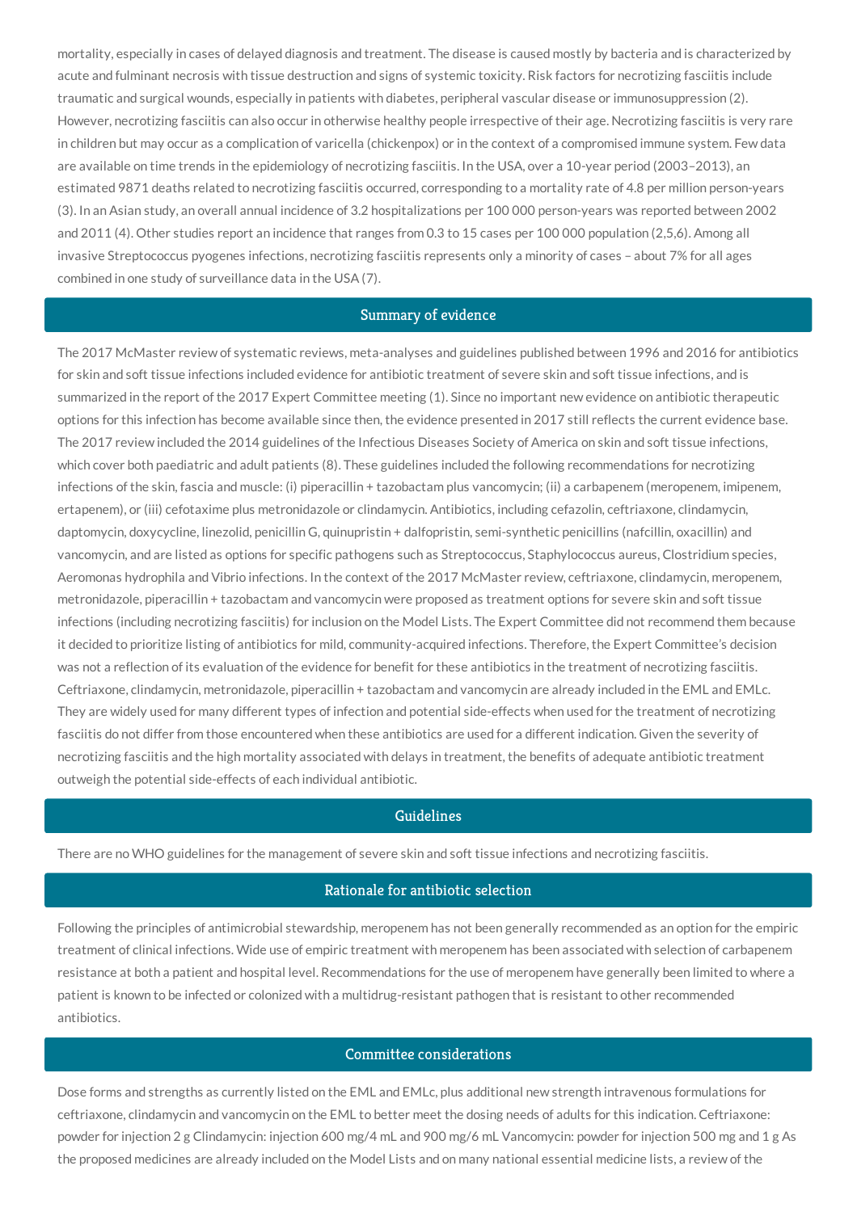mortality, especially in cases of delayed diagnosis and treatment. The disease is caused mostly by bacteria and is characterized by acute and fulminant necrosis with tissue destruction and signs of systemic toxicity. Risk factors for necrotizing fasciitis include traumatic and surgical wounds, especially in patients with diabetes, peripheral vascular disease or immunosuppression (2). However, necrotizing fasciitis can also occur in otherwise healthy people irrespective of their age. Necrotizing fasciitis is very rare in children but may occur as a complication of varicella (chickenpox) or in the context of a compromised immune system. Few data are available on time trends in the epidemiology of necrotizing fasciitis. In the USA, over a 10-year period (2003–2013), an estimated 9871 deaths related to necrotizing fasciitis occurred, corresponding to a mortality rate of 4.8 per million person-years (3). In an Asian study, an overall annual incidence of 3.2 hospitalizations per 100 000 person-years was reported between 2002 and 2011 (4). Other studies report an incidence that ranges from 0.3 to 15 cases per 100 000 population (2,5,6). Among all invasive Streptococcus pyogenes infections, necrotizing fasciitis represents only a minority of cases – about 7% for all ages combined in one study of surveillance data in the USA (7).

## Summary of evidence

The 2017 McMaster review of systematic reviews, meta-analyses and guidelines published between 1996 and 2016 for antibiotics for skin and soft tissue infections included evidence for antibiotic treatment of severe skin and soft tissue infections, and is summarized in the report of the 2017 Expert Committee meeting (1). Since no important new evidence on antibiotic therapeutic options for this infection has become available since then, the evidence presented in 2017 still reflects the current evidence base. The 2017 review included the 2014 guidelines of the Infectious Diseases Society of America on skin and soft tissue infections, which cover both paediatric and adult patients (8). These guidelines included the following recommendations for necrotizing infections of the skin, fascia and muscle: (i) piperacillin + tazobactam plus vancomycin; (ii) a carbapenem (meropenem, imipenem, ertapenem), or (iii) cefotaxime plus metronidazole or clindamycin. Antibiotics, including cefazolin, ceftriaxone, clindamycin, daptomycin, doxycycline, linezolid, penicillin G, quinupristin + dalfopristin, semi-synthetic penicillins (nafcillin, oxacillin) and vancomycin, and are listed as options for specific pathogens such as Streptococcus, Staphylococcus aureus, Clostridium species, Aeromonas hydrophila and Vibrio infections. In the context of the 2017 McMaster review, ceftriaxone, clindamycin, meropenem, metronidazole, piperacillin + tazobactam and vancomycin were proposed as treatment options for severe skin and soft tissue infections (including necrotizing fasciitis) for inclusion on the Model Lists. The Expert Committee did not recommend them because it decided to prioritize listing of antibiotics for mild, community-acquired infections. Therefore, the Expert Committee's decision was not a reflection of its evaluation of the evidence for benefit for these antibiotics in the treatment of necrotizing fasciitis. Ceftriaxone, clindamycin, metronidazole, piperacillin + tazobactam and vancomycin are already included in the EML and EMLc. They are widely used for many different types of infection and potential side-effects when used for the treatment of necrotizing fasciitis do not differ from those encountered when these antibiotics are used for a different indication. Given the severity of necrotizing fasciitis and the high mortality associated with delays in treatment, the benefits of adequate antibiotic treatment outweigh the potential side-effects of each individual antibiotic.

## Guidelines

There are no WHO guidelines for the management of severe skin and soft tissue infections and necrotizing fasciitis.

## Rationale for antibiotic selection

Following the principles of antimicrobial stewardship, meropenem has not been generally recommended as an option for the empiric treatment of clinical infections. Wide use of empiric treatment with meropenem has been associated with selection of carbapenem resistance at both a patient and hospital level. Recommendations for the use of meropenem have generally been limited to where a patient is known to be infected or colonized with a multidrug-resistant pathogen that is resistant to other recommended antibiotics.

## Committee considerations

Dose forms and strengths as currently listed on the EML and EMLc, plus additional new strength intravenous formulations for ceftriaxone, clindamycin and vancomycin on the EML to better meet the dosing needs of adults for this indication. Ceftriaxone: powder for injection 2 g Clindamycin: injection 600 mg/4 mL and 900 mg/6 mL Vancomycin: powder for injection 500 mg and 1 g As the proposed medicines are already included on the Model Lists and on many national essential medicine lists, a review of the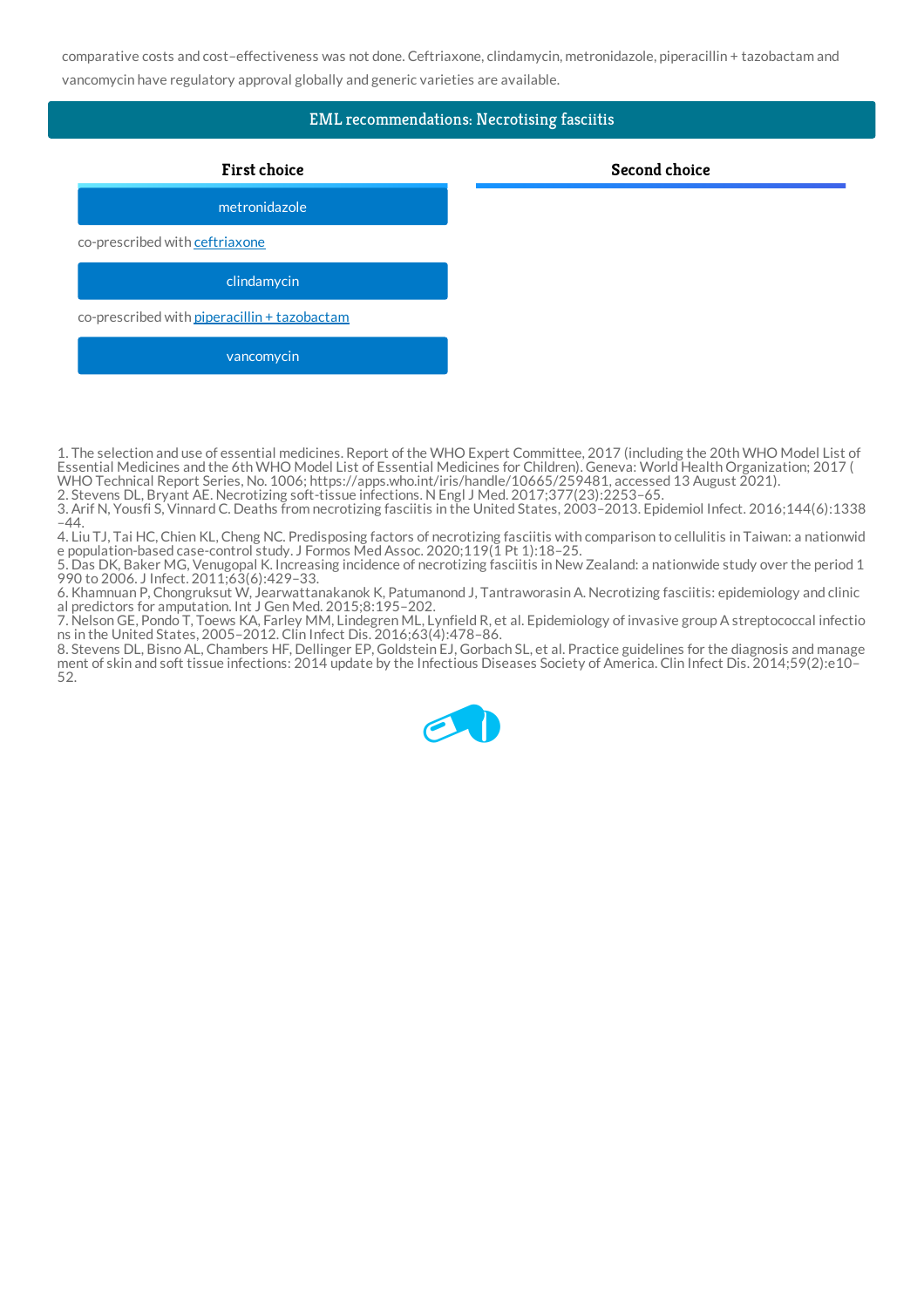comparative costs and cost–effectiveness was not done. Ceftriaxone, clindamycin, metronidazole, piperacillin + tazobactam and vancomycin have regulatory approval globally and generic varieties are available.

## EML recommendations: Necrotising fasciitis

| First choice | Second choice |
| --- | --- |
| metronidazole | |
| co-prescribed with ceftriaxone | |
| clindamycin | |
| co-prescribed with piperacillin + tazobactam | |
| vancomycin | |

1. The selection and use of essential medicines. Report of the WHO Expert Committee, 2017 (including the 20th WHO Model List of Essential Medicines and the 6th WHO Model List of Essential Medicines for Children). Geneva: World Health Organization; 2017 (WHO Technical Report Series, No. 1006; https://apps.who.int/iris/handle/10665/259481, accessed 13 August 2021).
2. Stevens DL, Bryant AE. Necrotizing soft-tissue infections. N Engl J Med. 2017;377(23):2253–65.
3. Arif N, Yousfi S, Vinnard C. Deaths from necrotizing fasciitis in the United States, 2003–2013. Epidemiol Infect. 2016;144(6):1338–44.
4. Liu TJ, Tai HC, Chien KL, Cheng NC. Predisposing factors of necrotizing fasciitis with comparison to cellulitis in Taiwan: a nationwide population-based case-control study. J Formos Med Assoc. 2020;119(1 Pt 1):18–25.
5. Das DK, Baker MG, Venugopal K. Increasing incidence of necrotizing fasciitis in New Zealand: a nationwide study over the period 1990 to 2006. J Infect. 2011;63(6):429–33.
6. Khamnuan P, Chongruksut W, Jearwattanakanok K, Patumanond J, Tantraworasin A. Necrotizing fasciitis: epidemiology and clinical predictors for amputation. Int J Gen Med. 2015;8:195–202.
7. Nelson GE, Pondo T, Toews KA, Farley MM, Lindegren ML, Lynfield R, et al. Epidemiology of invasive group A streptococcal infections in the United States, 2005–2012. Clin Infect Dis. 2016;63(4):478–86.
8. Stevens DL, Bisno AL, Chambers HF, Dellinger EP, Goldstein EJ, Gorbach SL, et al. Practice guidelines for the diagnosis and management of skin and soft tissue infections: 2014 update by the Infectious Diseases Society of America. Clin Infect Dis. 2014;59(2):e10–52.